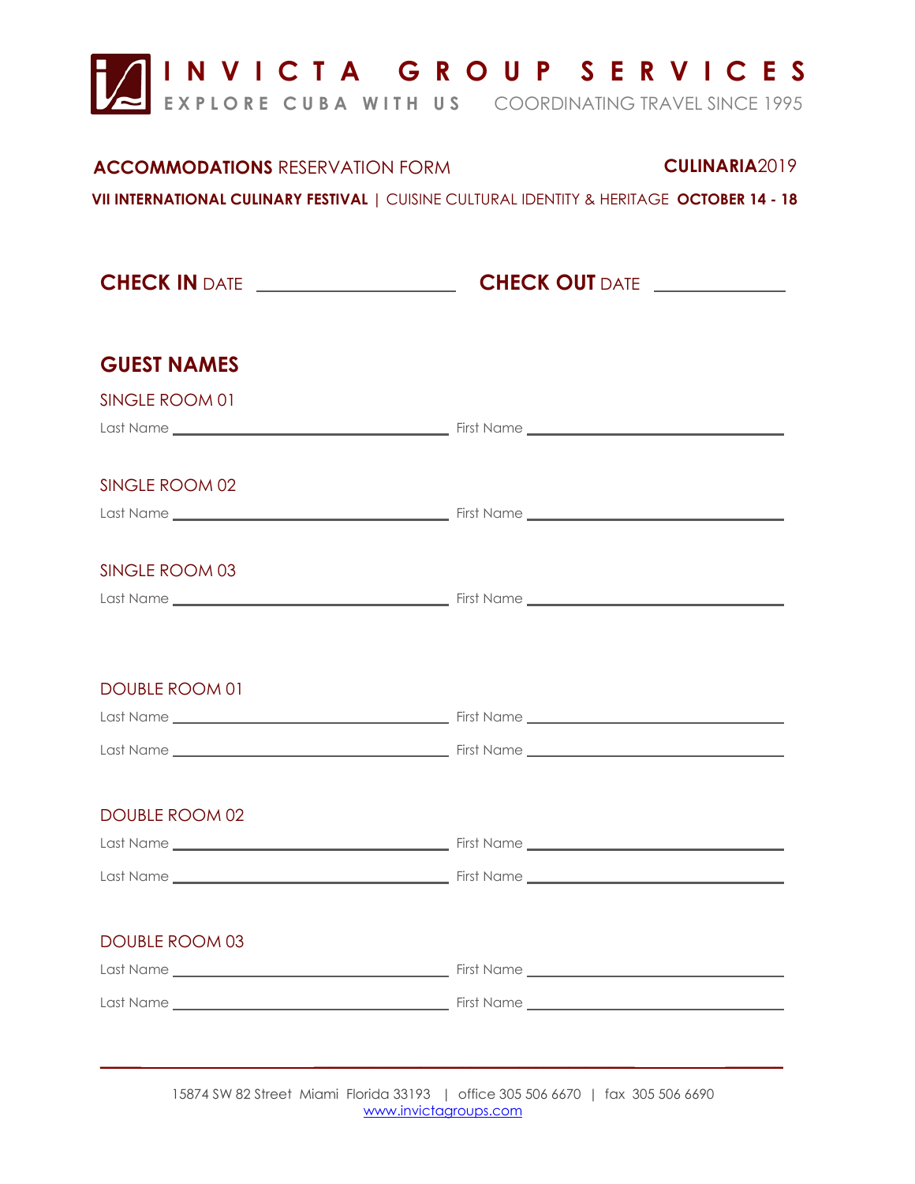# INVICTA GROUP SERVICES

EXPLORE CUBA WITH US COORDINATING TRAVEL SINCE 1995

**ACCOMMODATIONS** RESERVATION FORM **CULINARIA**2019

**VII INTERNATIONAL CULINARY FESTIVAL** | CUISINE CULTURAL IDENTITY & HERITAGE **OCTOBER 14 - 18**

**CHECK IN** DATE ____________________ **CHECK OUT** DATE ______________

## GUEST NAMES

### SINGLE ROOM 01

Last Name ______________________________ First Name ______________________________

### SINGLE ROOM 02

Last Name ______________________________ First Name ______________________________

### SINGLE ROOM 03

Last Name ______________________________ First Name ______________________________

### DOUBLE ROOM 01

Last Name ______________________________ First Name ______________________________

Last Name ______________________________ First Name ______________________________

### DOUBLE ROOM 02

Last Name ______________________________ First Name ______________________________

Last Name ______________________________ First Name ______________________________

### DOUBLE ROOM 03

Last Name ______________________________ First Name ______________________________

Last Name ______________________________ First Name ______________________________

15874 SW 82 Street Miami Florida 33193 | office 305 506 6670 | fax 305 506 6690
www.invictagroups.com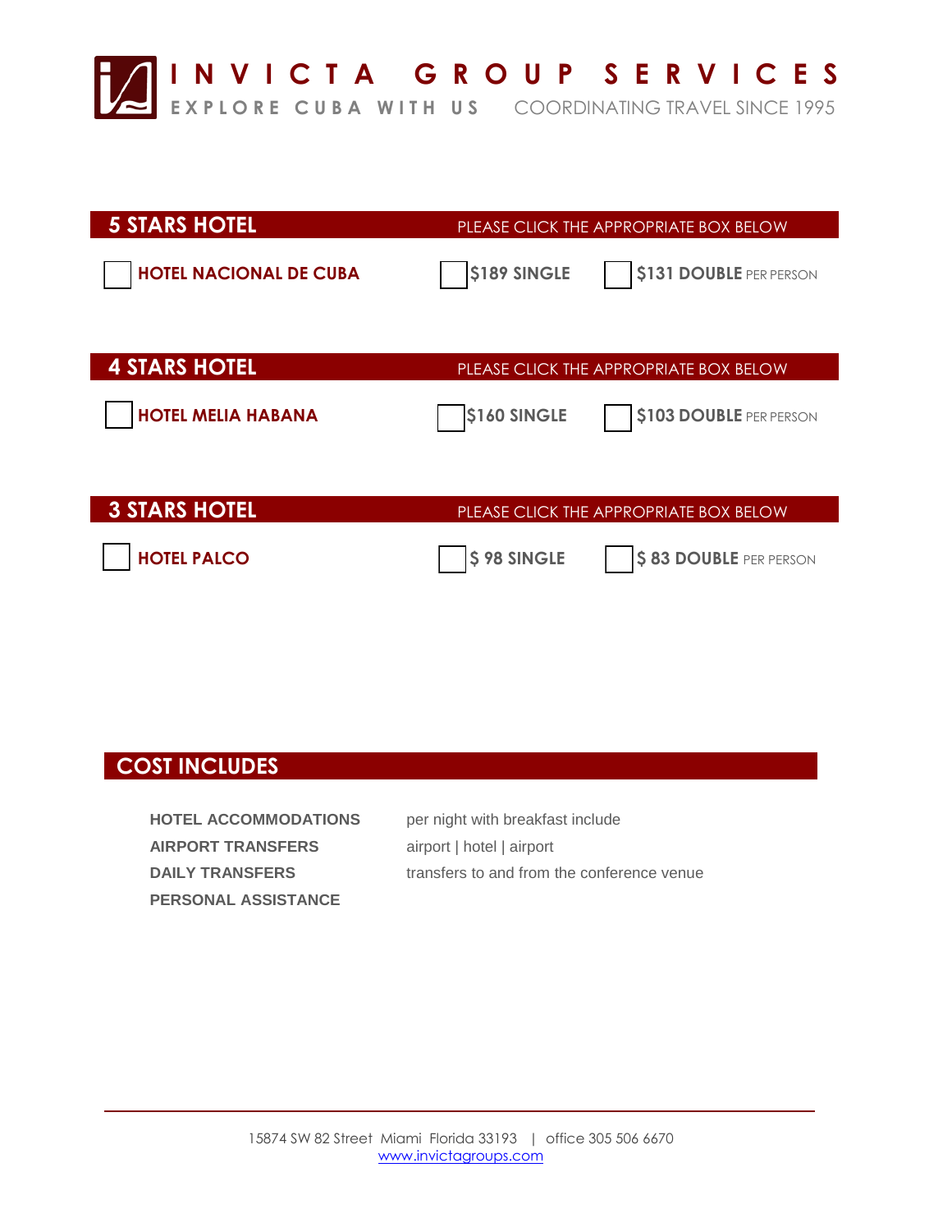# INVICTA GROUP SERVICES

EXPLORE CUBA WITH US COORDINATING TRAVEL SINCE 1995

## 5 STARS HOTEL

PLEASE CLICK THE APPROPRIATE BOX BELOW

☐ **HOTEL NACIONAL DE CUBA** ☐ **$189 SINGLE** ☐ **$131 DOUBLE** PER PERSON

## 4 STARS HOTEL

PLEASE CLICK THE APPROPRIATE BOX BELOW

☐ **HOTEL MELIA HABANA** ☐ **$160 SINGLE** ☐ **$103 DOUBLE** PER PERSON

## 3 STARS HOTEL

PLEASE CLICK THE APPROPRIATE BOX BELOW

☐ **HOTEL PALCO** ☐ **$ 98 SINGLE** ☐ **$ 83 DOUBLE** PER PERSON

## COST INCLUDES

| | |
|---|---|
| **HOTEL ACCOMMODATIONS** | per night with breakfast include |
| **AIRPORT TRANSFERS** | airport \| hotel \| airport |
| **DAILY TRANSFERS** | transfers to and from the conference venue |
| **PERSONAL ASSISTANCE** | |

15874 SW 82 Street Miami Florida 33193 | office 305 506 6670
www.invictagroups.com